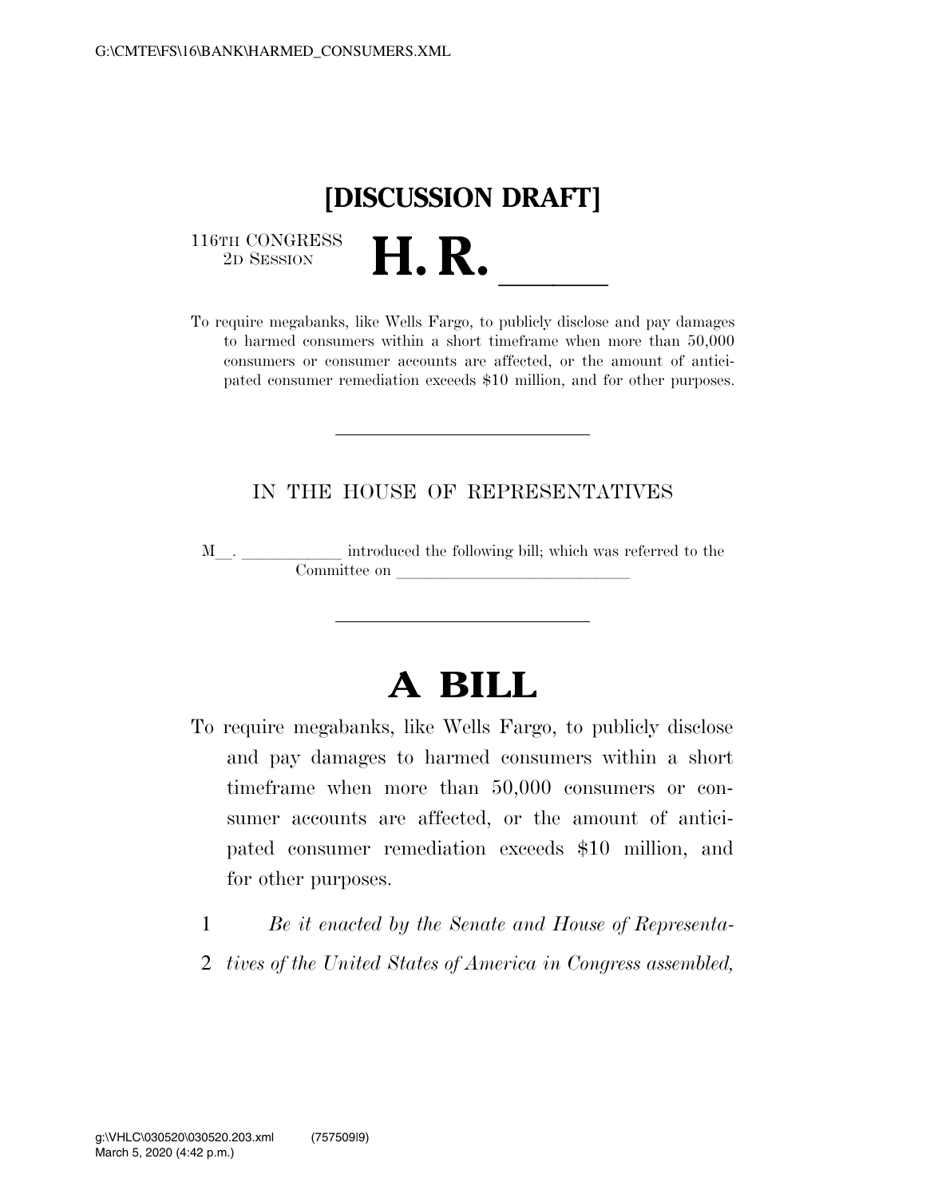# [DISCUSSION DRAFT]

116TH CONGRESS
2D SESSION

# H. R. \_\_\_\_\_

To require megabanks, like Wells Fargo, to publicly disclose and pay damages to harmed consumers within a short timeframe when more than 50,000 consumers or consumer accounts are affected, or the amount of anticipated consumer remediation exceeds $10 million, and for other purposes.

---

IN THE HOUSE OF REPRESENTATIVES

M\_\_. \_\_\_\_\_\_\_\_\_\_\_\_ introduced the following bill; which was referred to the Committee on \_\_\_\_\_\_\_\_\_\_\_\_\_\_\_\_\_\_\_\_\_\_\_\_\_\_\_\_

---

# A BILL

To require megabanks, like Wells Fargo, to publicly disclose and pay damages to harmed consumers within a short timeframe when more than 50,000 consumers or consumer accounts are affected, or the amount of anticipated consumer remediation exceeds $10 million, and for other purposes.

1 *Be it enacted by the Senate and House of Representa-*
2 *tives of the United States of America in Congress assembled,*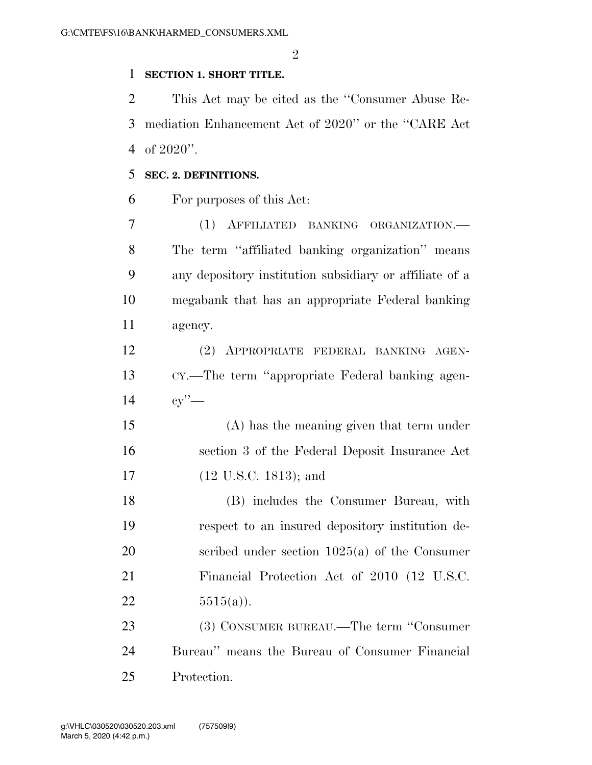**SECTION 1. SHORT TITLE.**

This Act may be cited as the "Consumer Abuse Remediation Enhancement Act of 2020" or the "CARE Act of 2020".

**SEC. 2. DEFINITIONS.**

For purposes of this Act:

(1) AFFILIATED BANKING ORGANIZATION.—The term "affiliated banking organization" means any depository institution subsidiary or affiliate of a megabank that has an appropriate Federal banking agency.

(2) APPROPRIATE FEDERAL BANKING AGENCY.—The term "appropriate Federal banking agency"—

(A) has the meaning given that term under section 3 of the Federal Deposit Insurance Act (12 U.S.C. 1813); and

(B) includes the Consumer Bureau, with respect to an insured depository institution described under section 1025(a) of the Consumer Financial Protection Act of 2010 (12 U.S.C. 5515(a)).

(3) CONSUMER BUREAU.—The term "Consumer Bureau" means the Bureau of Consumer Financial Protection.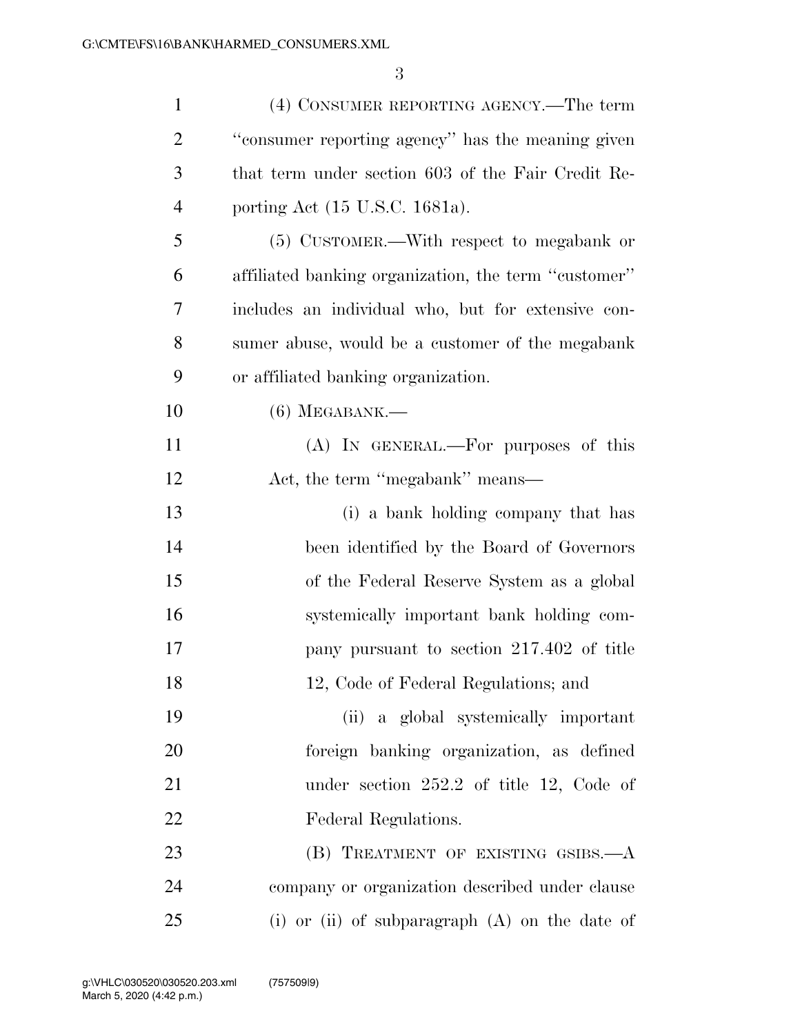(4) CONSUMER REPORTING AGENCY.—The term "consumer reporting agency" has the meaning given that term under section 603 of the Fair Credit Reporting Act (15 U.S.C. 1681a).

(5) CUSTOMER.—With respect to megabank or affiliated banking organization, the term "customer" includes an individual who, but for extensive consumer abuse, would be a customer of the megabank or affiliated banking organization.

(6) MEGABANK.—

(A) IN GENERAL.—For purposes of this Act, the term "megabank" means—

(i) a bank holding company that has been identified by the Board of Governors of the Federal Reserve System as a global systemically important bank holding company pursuant to section 217.402 of title 12, Code of Federal Regulations; and

(ii) a global systemically important foreign banking organization, as defined under section 252.2 of title 12, Code of Federal Regulations.

(B) TREATMENT OF EXISTING GSIBS.—A company or organization described under clause (i) or (ii) of subparagraph (A) on the date of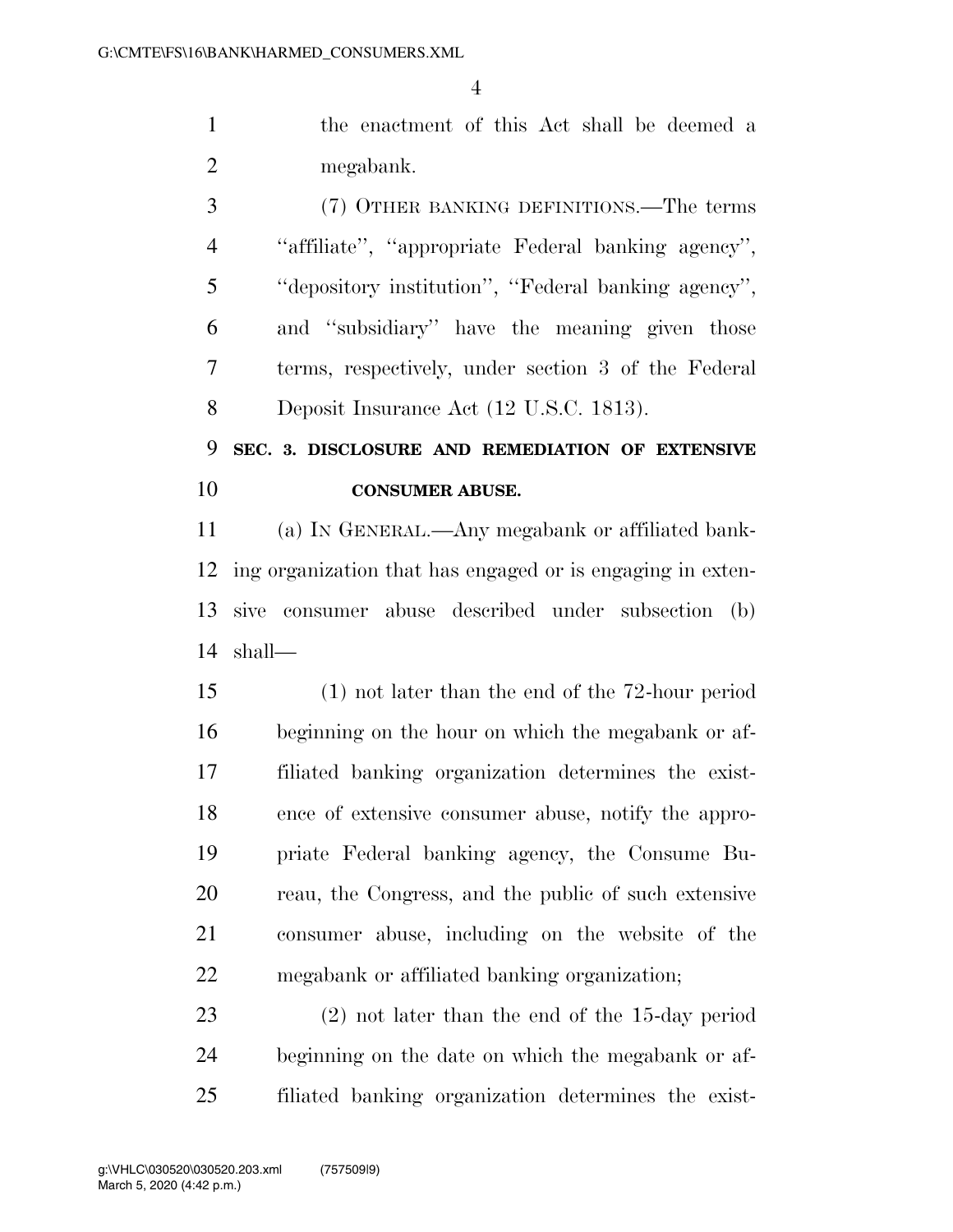the enactment of this Act shall be deemed a megabank.

(7) OTHER BANKING DEFINITIONS.—The terms "affiliate", "appropriate Federal banking agency", "depository institution", "Federal banking agency", and "subsidiary" have the meaning given those terms, respectively, under section 3 of the Federal Deposit Insurance Act (12 U.S.C. 1813).

## SEC. 3. DISCLOSURE AND REMEDIATION OF EXTENSIVE CONSUMER ABUSE.

(a) IN GENERAL.—Any megabank or affiliated banking organization that has engaged or is engaging in extensive consumer abuse described under subsection (b) shall—

(1) not later than the end of the 72-hour period beginning on the hour on which the megabank or affiliated banking organization determines the existence of extensive consumer abuse, notify the appropriate Federal banking agency, the Consume Bureau, the Congress, and the public of such extensive consumer abuse, including on the website of the megabank or affiliated banking organization;

(2) not later than the end of the 15-day period beginning on the date on which the megabank or affiliated banking organization determines the exist-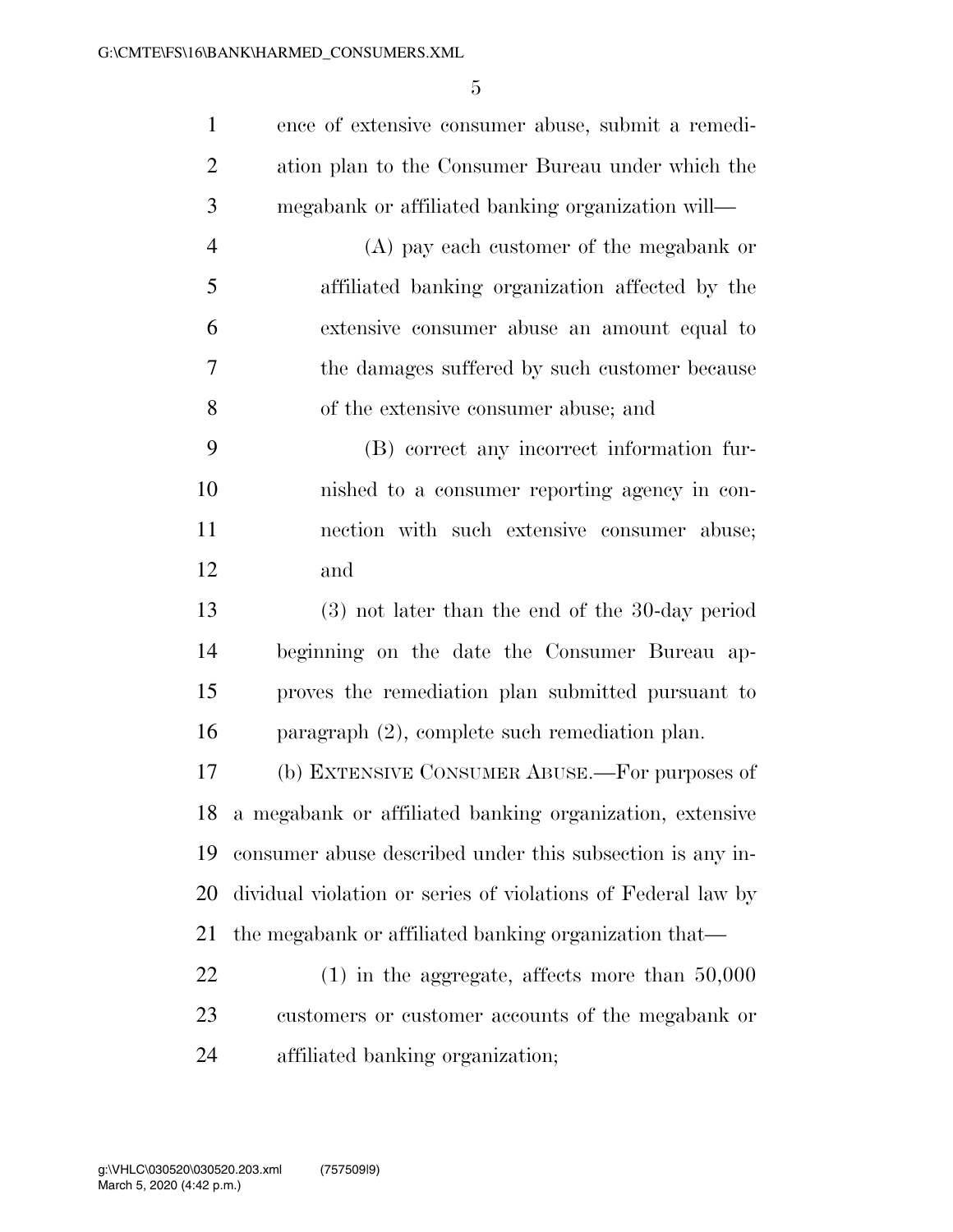ence of extensive consumer abuse, submit a remediation plan to the Consumer Bureau under which the megabank or affiliated banking organization will—

(A) pay each customer of the megabank or affiliated banking organization affected by the extensive consumer abuse an amount equal to the damages suffered by such customer because of the extensive consumer abuse; and

(B) correct any incorrect information furnished to a consumer reporting agency in connection with such extensive consumer abuse; and

(3) not later than the end of the 30-day period beginning on the date the Consumer Bureau approves the remediation plan submitted pursuant to paragraph (2), complete such remediation plan.

(b) EXTENSIVE CONSUMER ABUSE.—For purposes of a megabank or affiliated banking organization, extensive consumer abuse described under this subsection is any individual violation or series of violations of Federal law by the megabank or affiliated banking organization that—

(1) in the aggregate, affects more than 50,000 customers or customer accounts of the megabank or affiliated banking organization;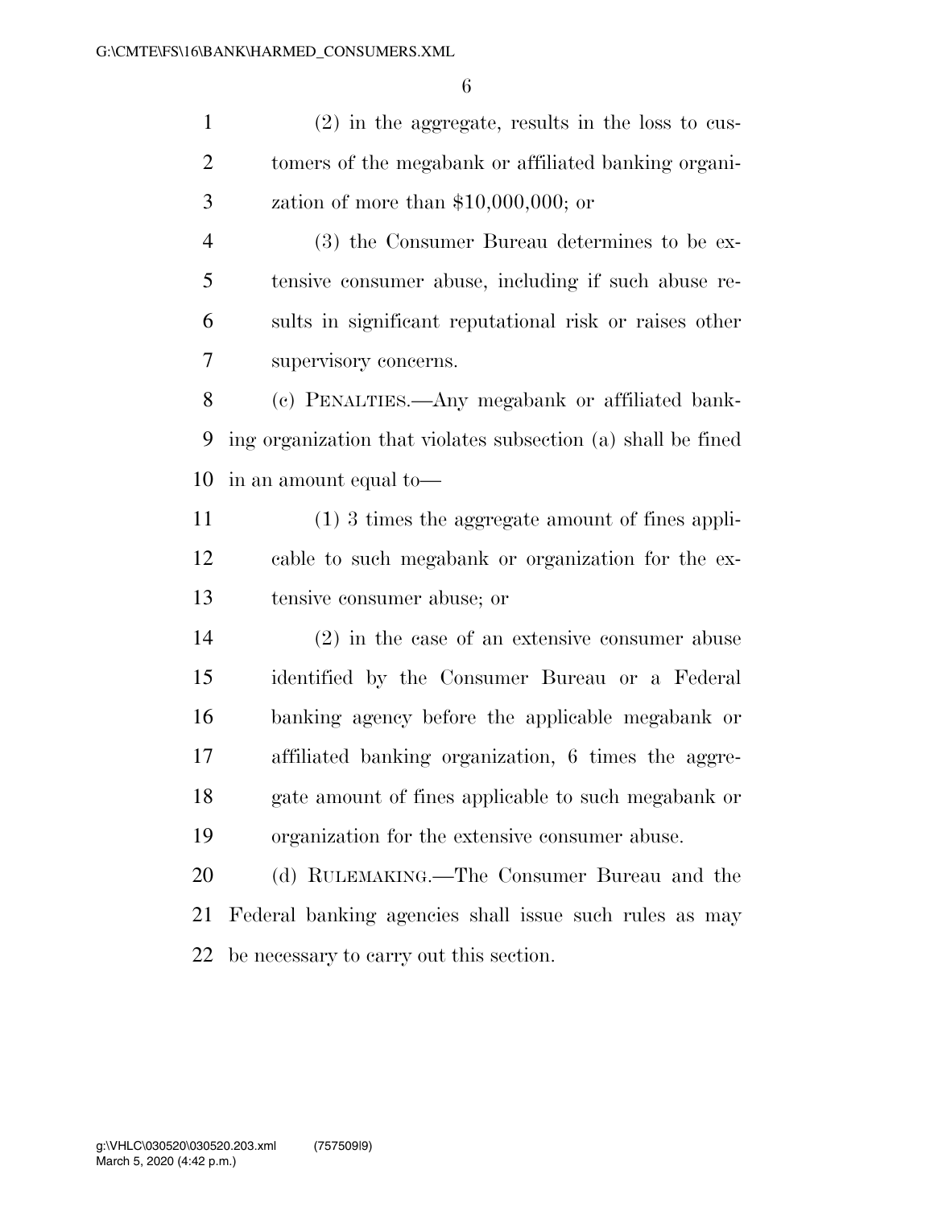(2) in the aggregate, results in the loss to customers of the megabank or affiliated banking organization of more than $10,000,000; or

(3) the Consumer Bureau determines to be extensive consumer abuse, including if such abuse results in significant reputational risk or raises other supervisory concerns.

(c) PENALTIES.—Any megabank or affiliated banking organization that violates subsection (a) shall be fined in an amount equal to—

(1) 3 times the aggregate amount of fines applicable to such megabank or organization for the extensive consumer abuse; or

(2) in the case of an extensive consumer abuse identified by the Consumer Bureau or a Federal banking agency before the applicable megabank or affiliated banking organization, 6 times the aggregate amount of fines applicable to such megabank or organization for the extensive consumer abuse.

(d) RULEMAKING.—The Consumer Bureau and the Federal banking agencies shall issue such rules as may be necessary to carry out this section.